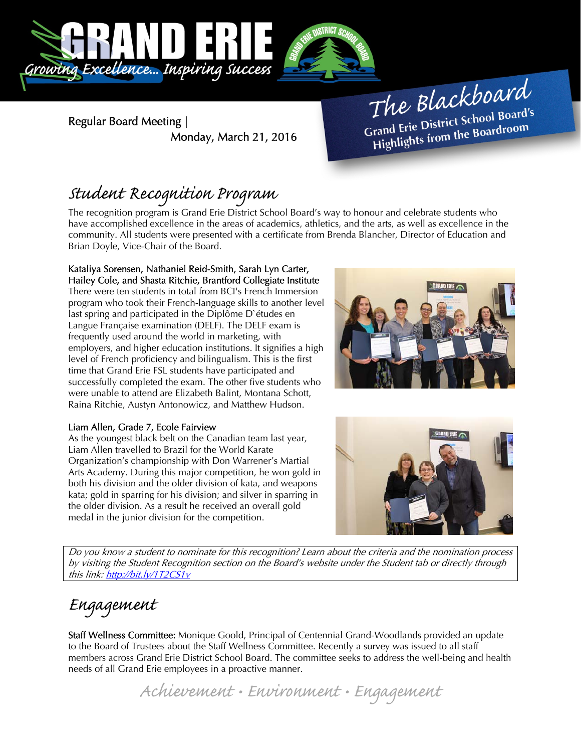# GRAND ERIE

*Growing Excellence... Inspiring Success*

Regular Board Meeting | Monday, March 21, 2016

**The Blackboard**
**Grand Erie District School Board's Highlights from the Boardroom**

## Student Recognition Program

The recognition program is Grand Erie District School Board's way to honour and celebrate students who have accomplished excellence in the areas of academics, athletics, and the arts, as well as excellence in the community. All students were presented with a certificate from Brenda Blancher, Director of Education and Brian Doyle, Vice-Chair of the Board.

**Kataliya Sorensen, Nathaniel Reid-Smith, Sarah Lyn Carter, Hailey Cole, and Shasta Ritchie, Brantford Collegiate Institute**
There were ten students in total from BCI's French Immersion program who took their French-language skills to another level last spring and participated in the Diplôme D`études en Langue Française examination (DELF). The DELF exam is frequently used around the world in marketing, with employers, and higher education institutions. It signifies a high level of French proficiency and bilingualism. This is the first time that Grand Erie FSL students have participated and successfully completed the exam. The other five students who were unable to attend are Elizabeth Balint, Montana Schott, Raina Ritchie, Austyn Antonowicz, and Matthew Hudson.

**Liam Allen, Grade 7, Ecole Fairview**
As the youngest black belt on the Canadian team last year, Liam Allen travelled to Brazil for the World Karate Organization's championship with Don Warrener's Martial Arts Academy. During this major competition, he won gold in both his division and the older division of kata, and weapons kata; gold in sparring for his division; and silver in sparring in the older division. As a result he received an overall gold medal in the junior division for the competition.

*Do you know a student to nominate for this recognition? Learn about the criteria and the nomination process by visiting the Student Recognition section on the Board's website under the Student tab or directly through this link: [http://bit.ly/1T2CS1v](http://bit.ly/1T2CS1v)*

## Engagement

**Staff Wellness Committee:** Monique Goold, Principal of Centennial Grand-Woodlands provided an update to the Board of Trustees about the Staff Wellness Committee. Recently a survey was issued to all staff members across Grand Erie District School Board. The committee seeks to address the well-being and health needs of all Grand Erie employees in a proactive manner.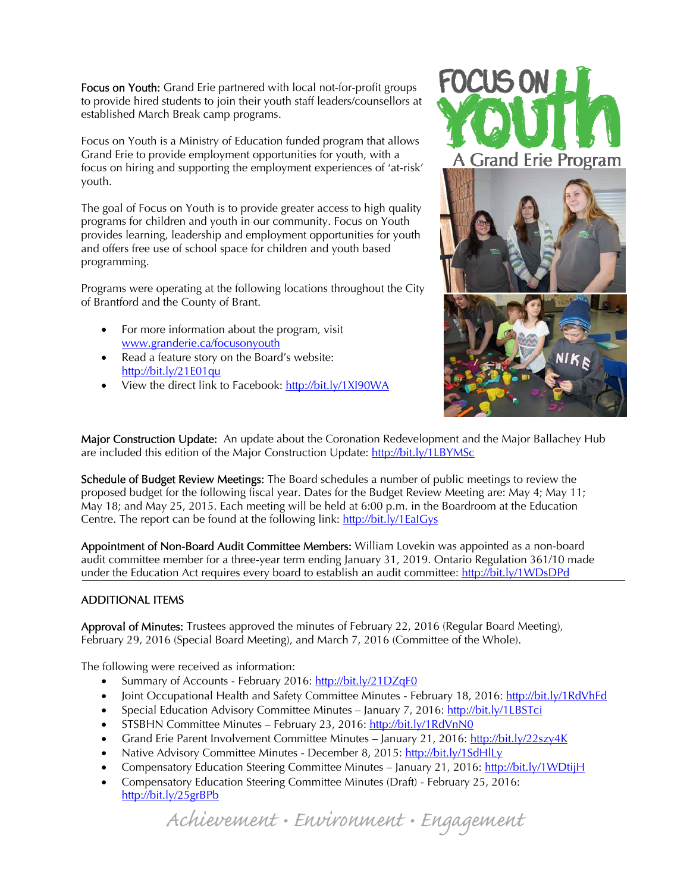**Focus on Youth:** Grand Erie partnered with local not-for-profit groups to provide hired students to join their youth staff leaders/counsellors at established March Break camp programs.

Focus on Youth is a Ministry of Education funded program that allows Grand Erie to provide employment opportunities for youth, with a focus on hiring and supporting the employment experiences of 'at-risk' youth.

The goal of Focus on Youth is to provide greater access to high quality programs for children and youth in our community. Focus on Youth provides learning, leadership and employment opportunities for youth and offers free use of school space for children and youth based programming.

Programs were operating at the following locations throughout the City of Brantford and the County of Brant.

- For more information about the program, visit www.granderie.ca/focusonyouth
- Read a feature story on the Board's website: http://bit.ly/21E01qu
- View the direct link to Facebook: http://bit.ly/1XI90WA

**Major Construction Update:** An update about the Coronation Redevelopment and the Major Ballachey Hub are included this edition of the Major Construction Update: http://bit.ly/1LBYMSc

**Schedule of Budget Review Meetings:** The Board schedules a number of public meetings to review the proposed budget for the following fiscal year. Dates for the Budget Review Meeting are: May 4; May 11; May 18; and May 25, 2015. Each meeting will be held at 6:00 p.m. in the Boardroom at the Education Centre. The report can be found at the following link: http://bit.ly/1EaIGys

**Appointment of Non-Board Audit Committee Members:** William Lovekin was appointed as a non-board audit committee member for a three-year term ending January 31, 2019. Ontario Regulation 361/10 made under the Education Act requires every board to establish an audit committee: http://bit.ly/1WDsDPd

## ADDITIONAL ITEMS

**Approval of Minutes:** Trustees approved the minutes of February 22, 2016 (Regular Board Meeting), February 29, 2016 (Special Board Meeting), and March 7, 2016 (Committee of the Whole).

The following were received as information:

- Summary of Accounts - February 2016: http://bit.ly/21DZqF0
- Joint Occupational Health and Safety Committee Minutes - February 18, 2016: http://bit.ly/1RdVhFd
- Special Education Advisory Committee Minutes – January 7, 2016: http://bit.ly/1LBSTci
- STSBHN Committee Minutes – February 23, 2016: http://bit.ly/1RdVnN0
- Grand Erie Parent Involvement Committee Minutes – January 21, 2016: http://bit.ly/22szy4K
- Native Advisory Committee Minutes - December 8, 2015: http://bit.ly/1SdHlLy
- Compensatory Education Steering Committee Minutes – January 21, 2016: http://bit.ly/1WDtijH
- Compensatory Education Steering Committee Minutes (Draft) - February 25, 2016: http://bit.ly/25grBPb